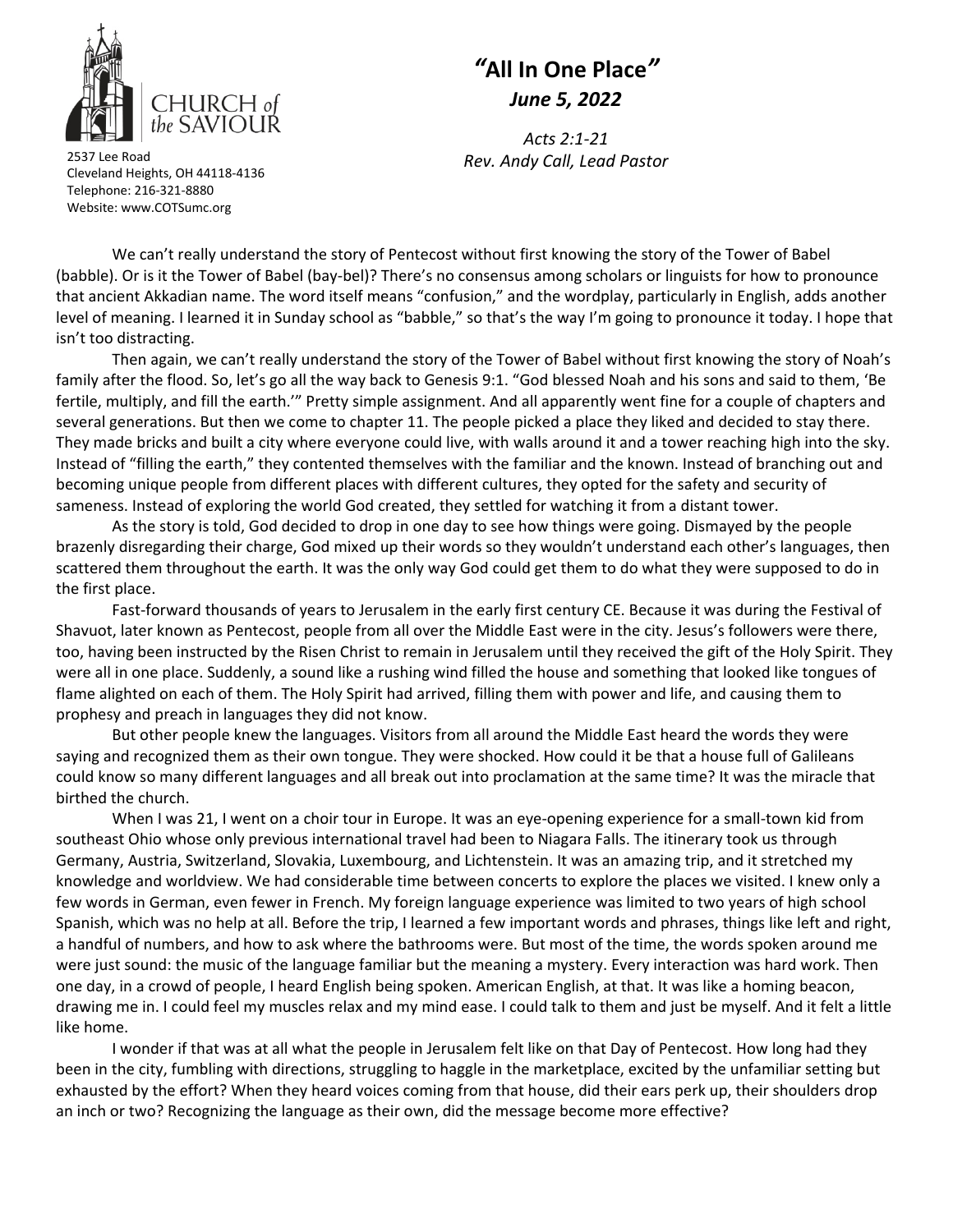CHURCH *of* *the* SAVIOUR

2537 Lee Road
Cleveland Heights, OH 44118-4136
Telephone: 216-321-8880
Website: www.COTSumc.org

# "All In One Place"

***June 5, 2022***

*Acts 2:1-21*
*Rev. Andy Call, Lead Pastor*

We can't really understand the story of Pentecost without first knowing the story of the Tower of Babel (babble). Or is it the Tower of Babel (bay-bel)? There's no consensus among scholars or linguists for how to pronounce that ancient Akkadian name. The word itself means "confusion," and the wordplay, particularly in English, adds another level of meaning. I learned it in Sunday school as "babble," so that's the way I'm going to pronounce it today. I hope that isn't too distracting.

Then again, we can't really understand the story of the Tower of Babel without first knowing the story of Noah's family after the flood. So, let's go all the way back to Genesis 9:1. "God blessed Noah and his sons and said to them, 'Be fertile, multiply, and fill the earth.'" Pretty simple assignment. And all apparently went fine for a couple of chapters and several generations. But then we come to chapter 11. The people picked a place they liked and decided to stay there. They made bricks and built a city where everyone could live, with walls around it and a tower reaching high into the sky. Instead of "filling the earth," they contented themselves with the familiar and the known. Instead of branching out and becoming unique people from different places with different cultures, they opted for the safety and security of sameness. Instead of exploring the world God created, they settled for watching it from a distant tower.

As the story is told, God decided to drop in one day to see how things were going. Dismayed by the people brazenly disregarding their charge, God mixed up their words so they wouldn't understand each other's languages, then scattered them throughout the earth. It was the only way God could get them to do what they were supposed to do in the first place.

Fast-forward thousands of years to Jerusalem in the early first century CE. Because it was during the Festival of Shavuot, later known as Pentecost, people from all over the Middle East were in the city. Jesus's followers were there, too, having been instructed by the Risen Christ to remain in Jerusalem until they received the gift of the Holy Spirit. They were all in one place. Suddenly, a sound like a rushing wind filled the house and something that looked like tongues of flame alighted on each of them. The Holy Spirit had arrived, filling them with power and life, and causing them to prophesy and preach in languages they did not know.

But other people knew the languages. Visitors from all around the Middle East heard the words they were saying and recognized them as their own tongue. They were shocked. How could it be that a house full of Galileans could know so many different languages and all break out into proclamation at the same time? It was the miracle that birthed the church.

When I was 21, I went on a choir tour in Europe. It was an eye-opening experience for a small-town kid from southeast Ohio whose only previous international travel had been to Niagara Falls. The itinerary took us through Germany, Austria, Switzerland, Slovakia, Luxembourg, and Lichtenstein. It was an amazing trip, and it stretched my knowledge and worldview. We had considerable time between concerts to explore the places we visited. I knew only a few words in German, even fewer in French. My foreign language experience was limited to two years of high school Spanish, which was no help at all. Before the trip, I learned a few important words and phrases, things like left and right, a handful of numbers, and how to ask where the bathrooms were. But most of the time, the words spoken around me were just sound: the music of the language familiar but the meaning a mystery. Every interaction was hard work. Then one day, in a crowd of people, I heard English being spoken. American English, at that. It was like a homing beacon, drawing me in. I could feel my muscles relax and my mind ease. I could talk to them and just be myself. And it felt a little like home.

I wonder if that was at all what the people in Jerusalem felt like on that Day of Pentecost. How long had they been in the city, fumbling with directions, struggling to haggle in the marketplace, excited by the unfamiliar setting but exhausted by the effort? When they heard voices coming from that house, did their ears perk up, their shoulders drop an inch or two? Recognizing the language as their own, did the message become more effective?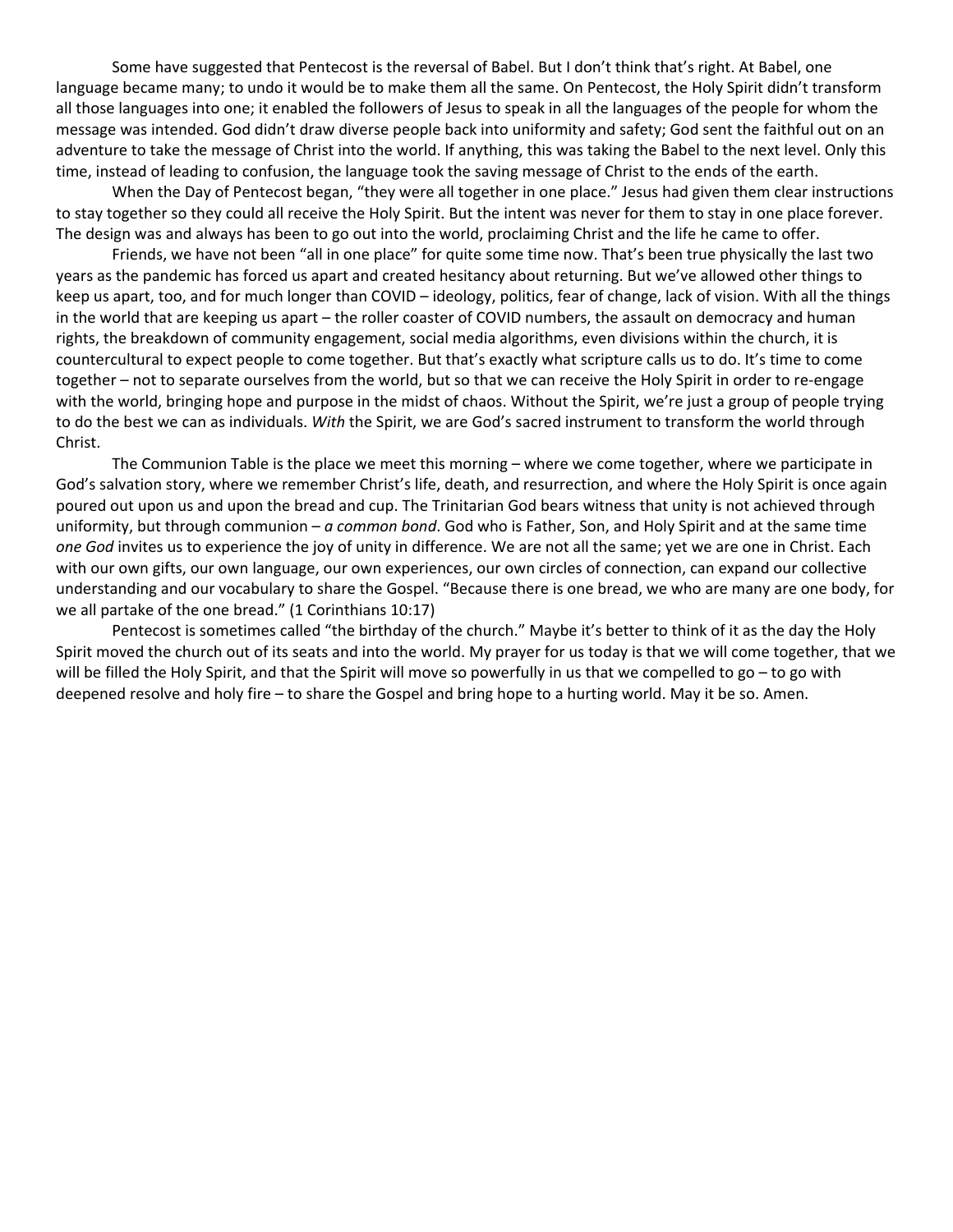Some have suggested that Pentecost is the reversal of Babel. But I don't think that's right. At Babel, one language became many; to undo it would be to make them all the same. On Pentecost, the Holy Spirit didn't transform all those languages into one; it enabled the followers of Jesus to speak in all the languages of the people for whom the message was intended. God didn't draw diverse people back into uniformity and safety; God sent the faithful out on an adventure to take the message of Christ into the world. If anything, this was taking the Babel to the next level. Only this time, instead of leading to confusion, the language took the saving message of Christ to the ends of the earth.

When the Day of Pentecost began, "they were all together in one place." Jesus had given them clear instructions to stay together so they could all receive the Holy Spirit. But the intent was never for them to stay in one place forever. The design was and always has been to go out into the world, proclaiming Christ and the life he came to offer.

Friends, we have not been "all in one place" for quite some time now. That's been true physically the last two years as the pandemic has forced us apart and created hesitancy about returning. But we've allowed other things to keep us apart, too, and for much longer than COVID – ideology, politics, fear of change, lack of vision. With all the things in the world that are keeping us apart – the roller coaster of COVID numbers, the assault on democracy and human rights, the breakdown of community engagement, social media algorithms, even divisions within the church, it is countercultural to expect people to come together. But that's exactly what scripture calls us to do. It's time to come together – not to separate ourselves from the world, but so that we can receive the Holy Spirit in order to re-engage with the world, bringing hope and purpose in the midst of chaos. Without the Spirit, we're just a group of people trying to do the best we can as individuals. *With* the Spirit, we are God's sacred instrument to transform the world through Christ.

The Communion Table is the place we meet this morning – where we come together, where we participate in God's salvation story, where we remember Christ's life, death, and resurrection, and where the Holy Spirit is once again poured out upon us and upon the bread and cup. The Trinitarian God bears witness that unity is not achieved through uniformity, but through communion – *a common bond*. God who is Father, Son, and Holy Spirit and at the same time *one God* invites us to experience the joy of unity in difference. We are not all the same; yet we are one in Christ. Each with our own gifts, our own language, our own experiences, our own circles of connection, can expand our collective understanding and our vocabulary to share the Gospel. "Because there is one bread, we who are many are one body, for we all partake of the one bread." (1 Corinthians 10:17)

Pentecost is sometimes called "the birthday of the church." Maybe it's better to think of it as the day the Holy Spirit moved the church out of its seats and into the world. My prayer for us today is that we will come together, that we will be filled the Holy Spirit, and that the Spirit will move so powerfully in us that we compelled to go – to go with deepened resolve and holy fire – to share the Gospel and bring hope to a hurting world. May it be so. Amen.